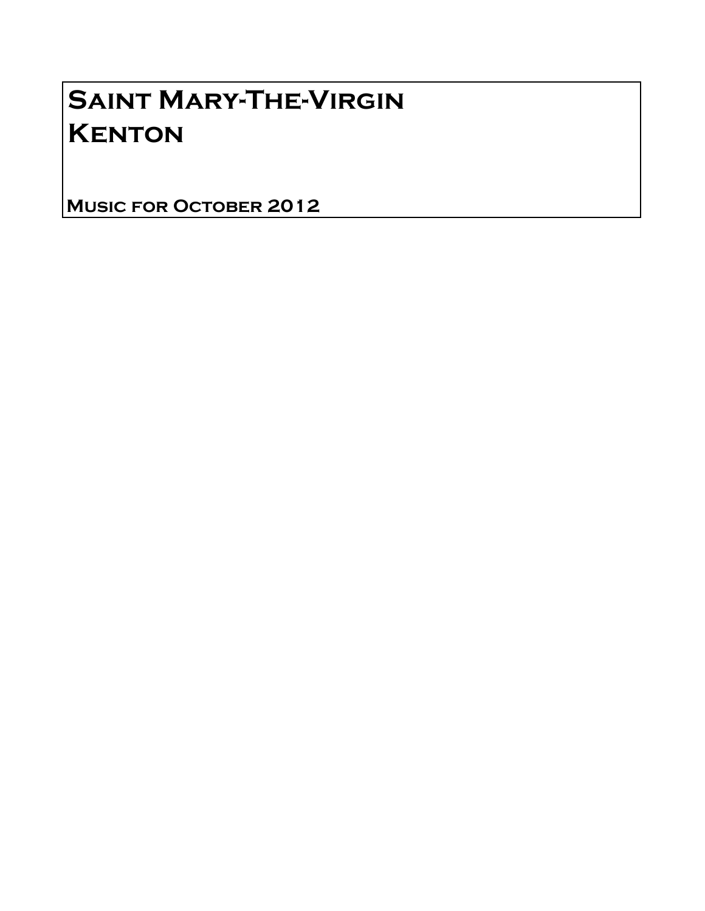# Saint Mary-The-Virgin
# Kenton

**Music for October 2012**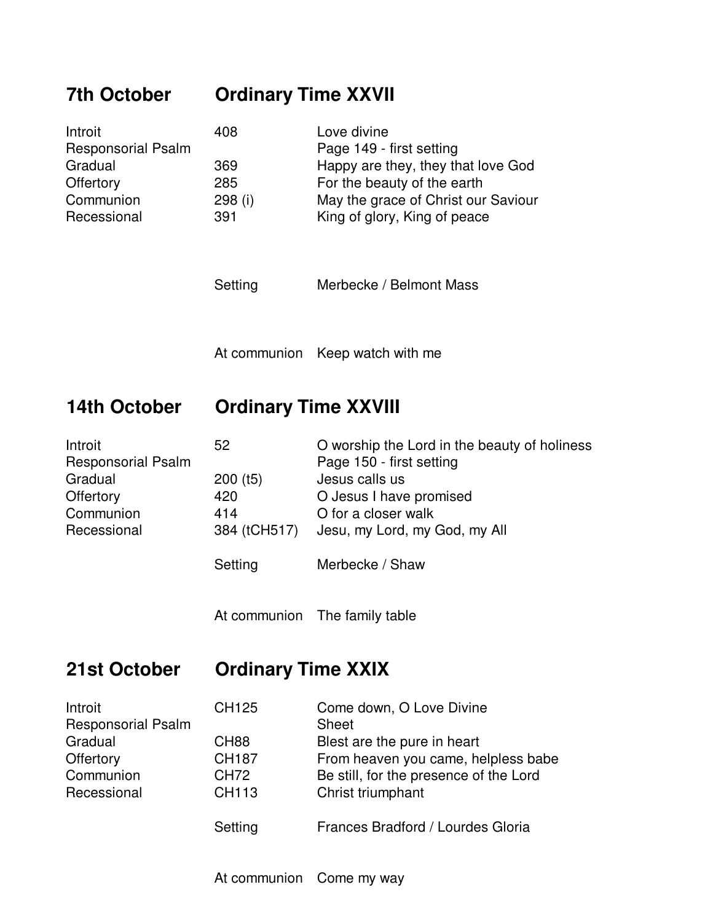## 7th October Ordinary Time XXVII

| | | |
|---|---|---|
| Introit | 408 | Love divine |
| Responsorial Psalm | | Page 149 - first setting |
| Gradual | 369 | Happy are they, they that love God |
| Offertory | 285 | For the beauty of the earth |
| Communion | 298 (i) | May the grace of Christ our Saviour |
| Recessional | 391 | King of glory, King of peace |
| | Setting | Merbecke / Belmont Mass |
| | At communion | Keep watch with me |

## 14th October Ordinary Time XXVIII

| | | |
|---|---|---|
| Introit | 52 | O worship the Lord in the beauty of holiness |
| Responsorial Psalm | | Page 150 - first setting |
| Gradual | 200 (t5) | Jesus calls us |
| Offertory | 420 | O Jesus I have promised |
| Communion | 414 | O for a closer walk |
| Recessional | 384 (tCH517) | Jesu, my Lord, my God, my All |
| | Setting | Merbecke / Shaw |
| | At communion | The family table |

## 21st October Ordinary Time XXIX

| | | |
|---|---|---|
| Introit | CH125 | Come down, O Love Divine |
| Responsorial Psalm | | Sheet |
| Gradual | CH88 | Blest are the pure in heart |
| Offertory | CH187 | From heaven you came, helpless babe |
| Communion | CH72 | Be still, for the presence of the Lord |
| Recessional | CH113 | Christ triumphant |
| | Setting | Frances Bradford / Lourdes Gloria |
| | At communion | Come my way |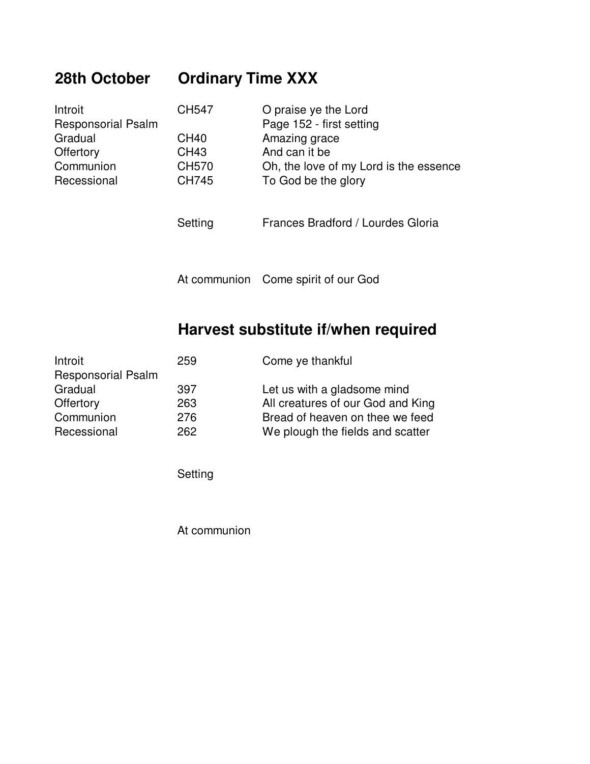## 28th October Ordinary Time XXX

| | | |
|---|---|---|
| Introit | CH547 | O praise ye the Lord |
| Responsorial Psalm | | Page 152 - first setting |
| Gradual | CH40 | Amazing grace |
| Offertory | CH43 | And can it be |
| Communion | CH570 | Oh, the love of my Lord is the essence |
| Recessional | CH745 | To God be the glory |

Setting Frances Bradford / Lourdes Gloria

At communion Come spirit of our God

## Harvest substitute if/when required

| | | |
|---|---|---|
| Introit | 259 | Come ye thankful |
| Responsorial Psalm | | |
| Gradual | 397 | Let us with a gladsome mind |
| Offertory | 263 | All creatures of our God and King |
| Communion | 276 | Bread of heaven on thee we feed |
| Recessional | 262 | We plough the fields and scatter |

Setting

At communion